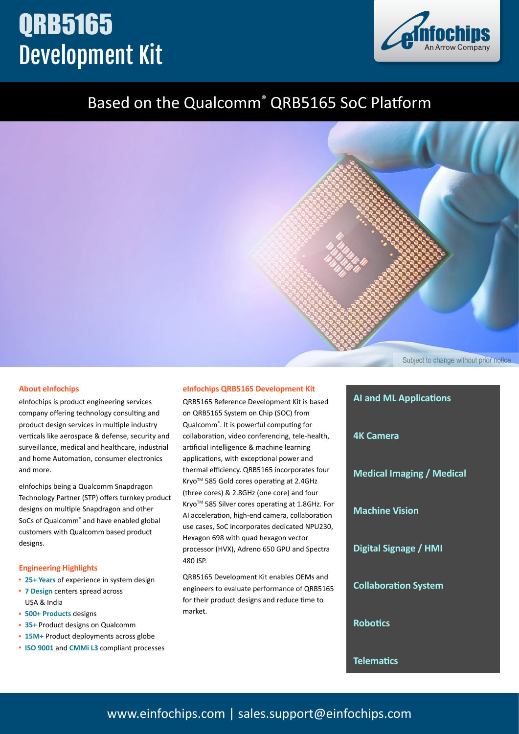# QRB5165 Development Kit

eInfochips — An Arrow Company

## Based on the Qualcomm® QRB5165 SoC Platform

Subject to change without prior notice

### About eInfochips

eInfochips is product engineering services company offering technology consulting and product design services in multiple industry verticals like aerospace & defense, security and surveillance, medical and healthcare, industrial and home Automation, consumer electronics and more.

eInfochips being a Qualcomm Snapdragon Technology Partner (STP) offers turnkey product designs on multiple Snapdragon and other SoCs of Qualcomm® and have enabled global customers with Qualcomm based product designs.

### Engineering Highlights

- **25+ Years** of experience in system design
- **7 Design** centers spread across USA & India
- **500+ Products** designs
- **35+** Product designs on Qualcomm
- **15M+** Product deployments across globe
- **ISO 9001** and **CMMi L3** compliant processes

### eInfochips QRB5165 Development Kit

QRB5165 Reference Development Kit is based on QRB5165 System on Chip (SOC) from Qualcomm®. It is powerful computing for collaboration, video conferencing, tele-health, artificial intelligence & machine learning applications, with exceptional power and thermal efficiency. QRB5165 incorporates four Kryo™ 585 Gold cores operating at 2.4GHz (three cores) & 2.8GHz (one core) and four Kryo™ 585 Silver cores operating at 1.8GHz. For AI acceleration, high-end camera, collaboration use cases, SoC incorporates dedicated NPU230, Hexagon 698 with quad hexagon vector processor (HVX), Adreno 650 GPU and Spectra 480 ISP.

QRB5165 Development Kit enables OEMs and engineers to evaluate performance of QRB5165 for their product designs and reduce time to market.

- **AI and ML Applications**
- **4K Camera**
- **Medical Imaging / Medical**
- **Machine Vision**
- **Digital Signage / HMI**
- **Collaboration System**
- **Robotics**
- **Telematics**

www.einfochips.com | sales.support@einfochips.com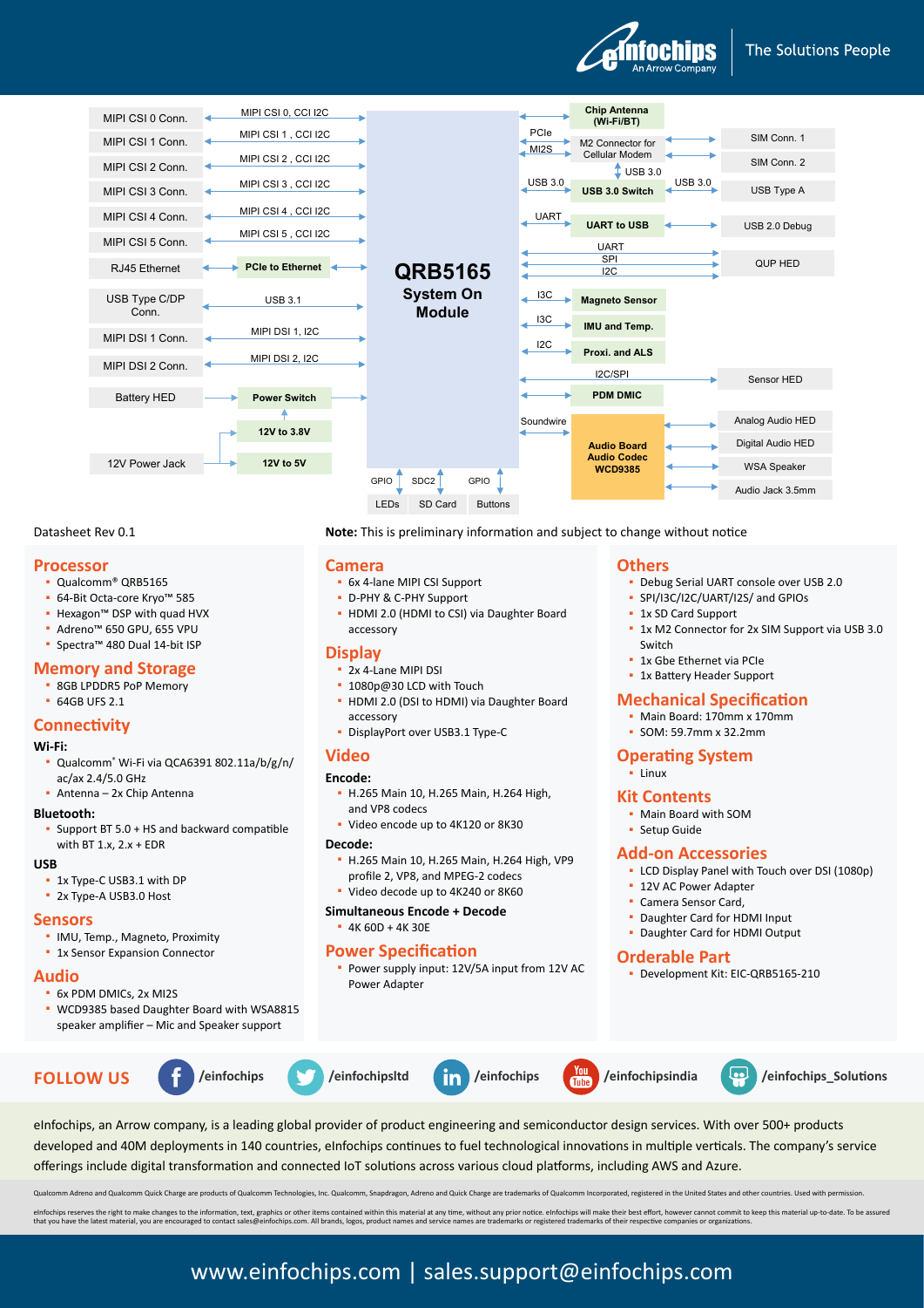eInfochips
An Arrow Company
The Solutions People

MIPI CSI 0 Conn.
MIPI CSI 1 Conn.
MIPI CSI 2 Conn.
MIPI CSI 3 Conn.
MIPI CSI 4 Conn.
MIPI CSI 5 Conn.
RJ45 Ethernet
USB Type C/DP Conn.
MIPI DSI 1 Conn.
MIPI DSI 2 Conn.
Battery HED
12V Power Jack

MIPI CSI 0, CCI I2C
MIPI CSI 1 , CCI I2C
MIPI CSI 2 , CCI I2C
MIPI CSI 3 , CCI I2C
MIPI CSI 4 , CCI I2C
MIPI CSI 5 , CCI I2C
PCIe to Ethernet
USB 3.1
MIPI DSI 1, I2C
MIPI DSI 2, I2C
Power Switch
12V to 3.8V
12V to 5V

QRB5165
System On Module

GPIO
SDC2
GPIO
LEDs
SD Card
Buttons

PCIe
MI2S
USB 3.0
UART
UART
SPI
I2C
I3C
I3C
I2C
I2C/SPI
Soundwire

Chip Antenna (Wi-Fi/BT)
M2 Connector for Cellular Modem
USB 3.0
USB 3.0 Switch
USB 3.0
UART to USB
Magneto Sensor
IMU and Temp.
Proxi. and ALS
PDM DMIC
Audio Board Audio Codec WCD9385

SIM Conn. 1
SIM Conn. 2
USB Type A
USB 2.0 Debug
QUP HED
Sensor HED
Analog Audio HED
Digital Audio HED
WSA Speaker
Audio Jack 3.5mm

Datasheet Rev 0.1

**Note:** This is preliminary information and subject to change without notice

## Processor
- Qualcomm® QRB5165
- 64-Bit Octa-core Kryo™ 585
- Hexagon™ DSP with quad HVX
- Adreno™ 650 GPU, 655 VPU
- Spectra™ 480 Dual 14-bit ISP

## Memory and Storage
- 8GB LPDDR5 PoP Memory
- 64GB UFS 2.1

## Connectivity
**Wi-Fi:**
- Qualcomm® Wi-Fi via QCA6391 802.11a/b/g/n/ac/ax 2.4/5.0 GHz
- Antenna – 2x Chip Antenna

**Bluetooth:**
- Support BT 5.0 + HS and backward compatible with BT 1.x, 2.x + EDR

**USB**
- 1x Type-C USB3.1 with DP
- 2x Type-A USB3.0 Host

## Sensors
- IMU, Temp., Magneto, Proximity
- 1x Sensor Expansion Connector

## Audio
- 6x PDM DMICs, 2x MI2S
- WCD9385 based Daughter Board with WSA8815 speaker amplifier – Mic and Speaker support

## Camera
- 6x 4-lane MIPI CSI Support
- D-PHY & C-PHY Support
- HDMI 2.0 (HDMI to CSI) via Daughter Board accessory

## Display
- 2x 4-Lane MIPI DSI
- 1080p@30 LCD with Touch
- HDMI 2.0 (DSI to HDMI) via Daughter Board accessory
- DisplayPort over USB3.1 Type-C

## Video
**Encode:**
- H.265 Main 10, H.265 Main, H.264 High, and VP8 codecs
- Video encode up to 4K120 or 8K30

**Decode:**
- H.265 Main 10, H.265 Main, H.264 High, VP9 profile 2, VP8, and MPEG-2 codecs
- Video decode up to 4K240 or 8K60

**Simultaneous Encode + Decode**
- 4K 60D + 4K 30E

## Power Specification
- Power supply input: 12V/5A input from 12V AC Power Adapter

## Others
- Debug Serial UART console over USB 2.0
- SPI/I3C/I2C/UART/I2S/ and GPIOs
- 1x SD Card Support
- 1x M2 Connector for 2x SIM Support via USB 3.0 Switch
- 1x Gbe Ethernet via PCIe
- 1x Battery Header Support

## Mechanical Specification
- Main Board: 170mm x 170mm
- SOM: 59.7mm x 32.2mm

## Operating System
- Linux

## Kit Contents
- Main Board with SOM
- Setup Guide

## Add-on Accessories
- LCD Display Panel with Touch over DSI (1080p)
- 12V AC Power Adapter
- Camera Sensor Card,
- Daughter Card for HDMI Input
- Daughter Card for HDMI Output

## Orderable Part
- Development Kit: EIC-QRB5165-210

**FOLLOW US** /einfochips /einfochipsltd /einfochips /einfochipsindia /einfochips_Solutions

eInfochips, an Arrow company, is a leading global provider of product engineering and semiconductor design services. With over 500+ products developed and 40M deployments in 140 countries, eInfochips continues to fuel technological innovations in multiple verticals. The company's service offerings include digital transformation and connected IoT solutions across various cloud platforms, including AWS and Azure.

Qualcomm Adreno and Qualcomm Quick Charge are products of Qualcomm Technologies, Inc. Qualcomm, Snapdragon, Adreno and Quick Charge are trademarks of Qualcomm Incorporated, registered in the United States and other countries. Used with permission.

eInfochips reserves the right to make changes to the information, text, graphics or other items contained within this material at any time, without any prior notice. eInfochips will make their best effort, however cannot commit to keep this material up-to-date. To be assured that you have the latest material, you are encouraged to contact sales@einfochips.com. All brands, logos, product names and service names are trademarks or registered trademarks of their respective companies or organizations.

www.einfochips.com | sales.support@einfochips.com